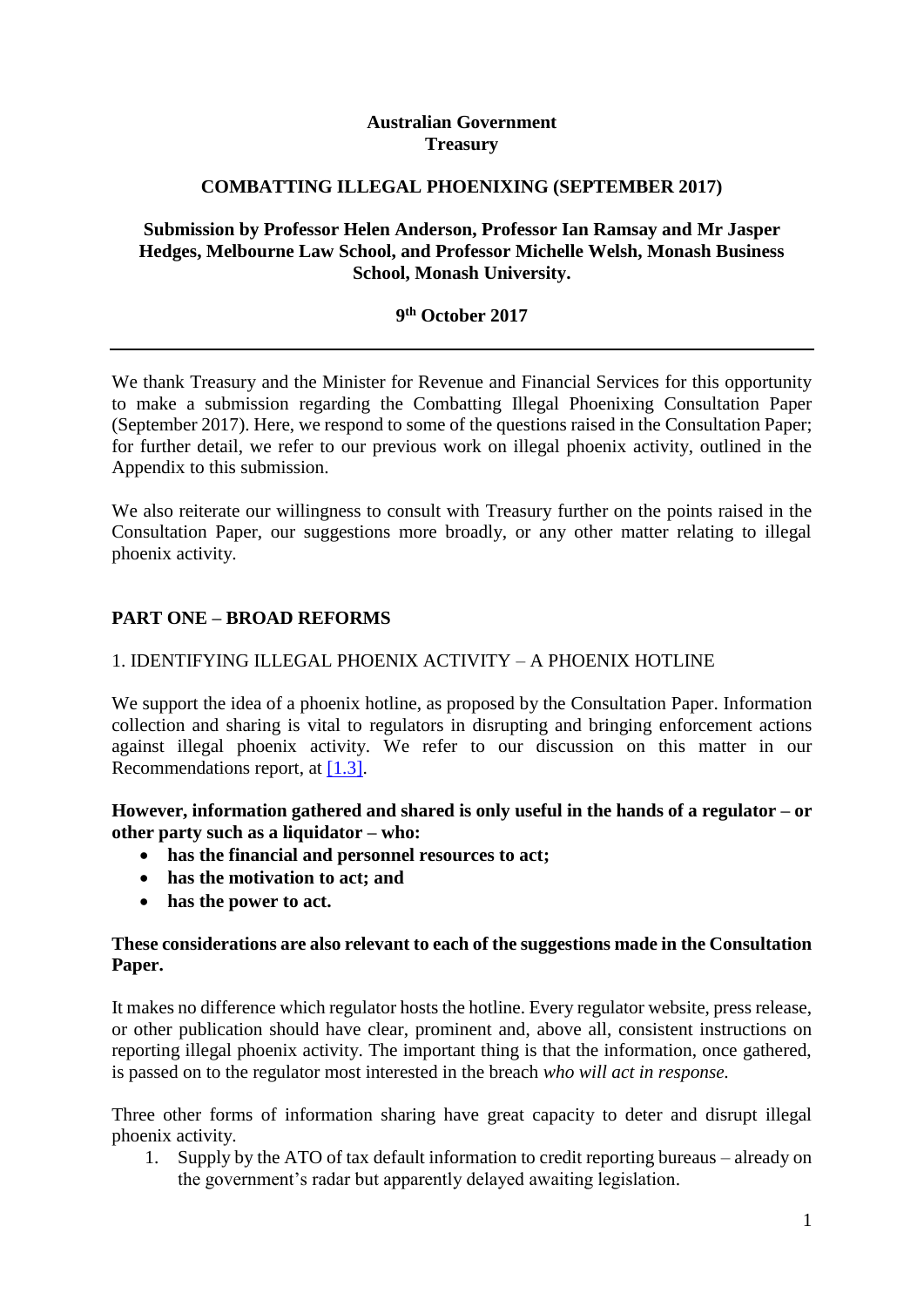**Australian Government**
**Treasury**

**COMBATTING ILLEGAL PHOENIXING (SEPTEMBER 2017)**

**Submission by Professor Helen Anderson, Professor Ian Ramsay and Mr Jasper Hedges, Melbourne Law School, and Professor Michelle Welsh, Monash Business School, Monash University.**

**9th October 2017**

---

We thank Treasury and the Minister for Revenue and Financial Services for this opportunity to make a submission regarding the Combatting Illegal Phoenixing Consultation Paper (September 2017). Here, we respond to some of the questions raised in the Consultation Paper; for further detail, we refer to our previous work on illegal phoenix activity, outlined in the Appendix to this submission.

We also reiterate our willingness to consult with Treasury further on the points raised in the Consultation Paper, our suggestions more broadly, or any other matter relating to illegal phoenix activity.

## PART ONE – BROAD REFORMS

### 1. IDENTIFYING ILLEGAL PHOENIX ACTIVITY – A PHOENIX HOTLINE

We support the idea of a phoenix hotline, as proposed by the Consultation Paper. Information collection and sharing is vital to regulators in disrupting and bringing enforcement actions against illegal phoenix activity. We refer to our discussion on this matter in our Recommendations report, at [1.3].

**However, information gathered and shared is only useful in the hands of a regulator – or other party such as a liquidator – who:**

- **has the financial and personnel resources to act;**
- **has the motivation to act; and**
- **has the power to act.**

**These considerations are also relevant to each of the suggestions made in the Consultation Paper.**

It makes no difference which regulator hosts the hotline. Every regulator website, press release, or other publication should have clear, prominent and, above all, consistent instructions on reporting illegal phoenix activity. The important thing is that the information, once gathered, is passed on to the regulator most interested in the breach *who will act in response.*

Three other forms of information sharing have great capacity to deter and disrupt illegal phoenix activity.

1. Supply by the ATO of tax default information to credit reporting bureaus – already on the government's radar but apparently delayed awaiting legislation.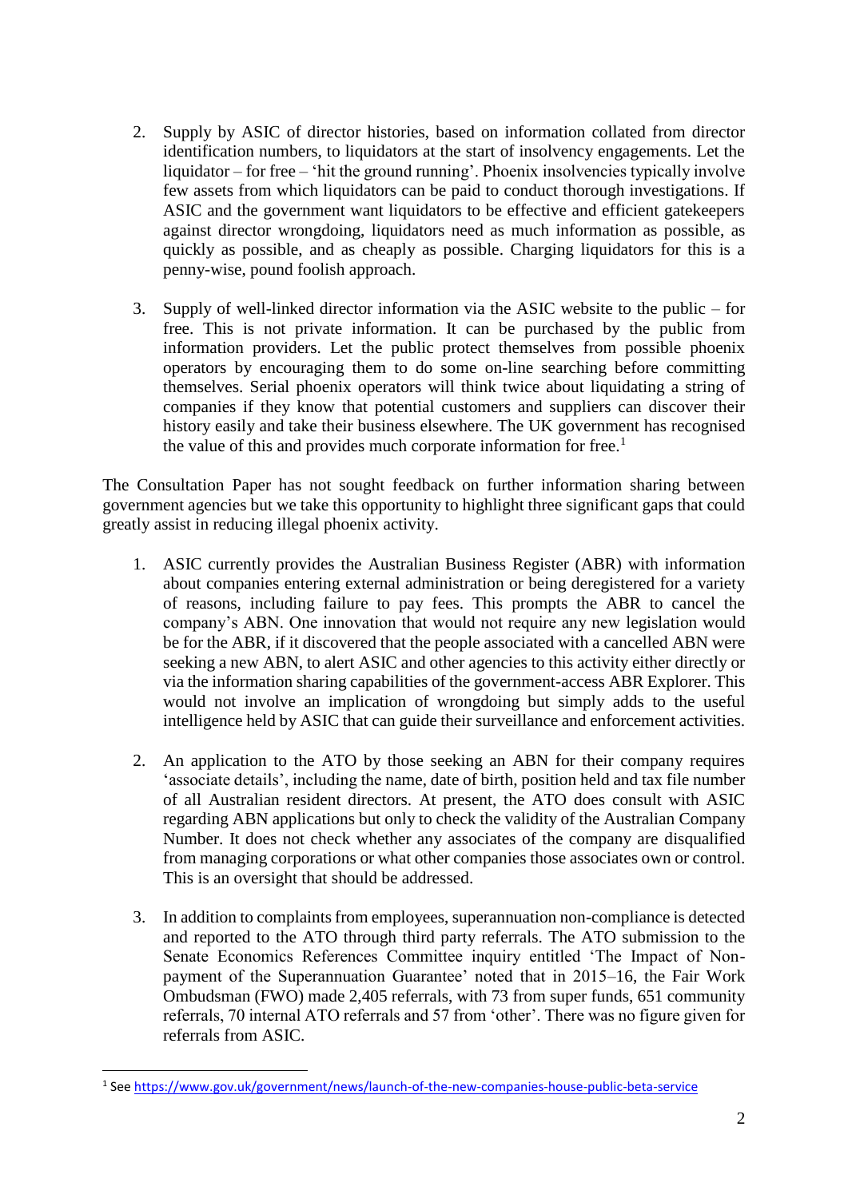2. Supply by ASIC of director histories, based on information collated from director identification numbers, to liquidators at the start of insolvency engagements. Let the liquidator – for free – 'hit the ground running'. Phoenix insolvencies typically involve few assets from which liquidators can be paid to conduct thorough investigations. If ASIC and the government want liquidators to be effective and efficient gatekeepers against director wrongdoing, liquidators need as much information as possible, as quickly as possible, and as cheaply as possible. Charging liquidators for this is a penny-wise, pound foolish approach.

3. Supply of well-linked director information via the ASIC website to the public – for free. This is not private information. It can be purchased by the public from information providers. Let the public protect themselves from possible phoenix operators by encouraging them to do some on-line searching before committing themselves. Serial phoenix operators will think twice about liquidating a string of companies if they know that potential customers and suppliers can discover their history easily and take their business elsewhere. The UK government has recognised the value of this and provides much corporate information for free.[1]

The Consultation Paper has not sought feedback on further information sharing between government agencies but we take this opportunity to highlight three significant gaps that could greatly assist in reducing illegal phoenix activity.

1. ASIC currently provides the Australian Business Register (ABR) with information about companies entering external administration or being deregistered for a variety of reasons, including failure to pay fees. This prompts the ABR to cancel the company's ABN. One innovation that would not require any new legislation would be for the ABR, if it discovered that the people associated with a cancelled ABN were seeking a new ABN, to alert ASIC and other agencies to this activity either directly or via the information sharing capabilities of the government-access ABR Explorer. This would not involve an implication of wrongdoing but simply adds to the useful intelligence held by ASIC that can guide their surveillance and enforcement activities.

2. An application to the ATO by those seeking an ABN for their company requires 'associate details', including the name, date of birth, position held and tax file number of all Australian resident directors. At present, the ATO does consult with ASIC regarding ABN applications but only to check the validity of the Australian Company Number. It does not check whether any associates of the company are disqualified from managing corporations or what other companies those associates own or control. This is an oversight that should be addressed.

3. In addition to complaints from employees, superannuation non-compliance is detected and reported to the ATO through third party referrals. The ATO submission to the Senate Economics References Committee inquiry entitled 'The Impact of Non-payment of the Superannuation Guarantee' noted that in 2015–16, the Fair Work Ombudsman (FWO) made 2,405 referrals, with 73 from super funds, 651 community referrals, 70 internal ATO referrals and 57 from 'other'. There was no figure given for referrals from ASIC.

[1] See https://www.gov.uk/government/news/launch-of-the-new-companies-house-public-beta-service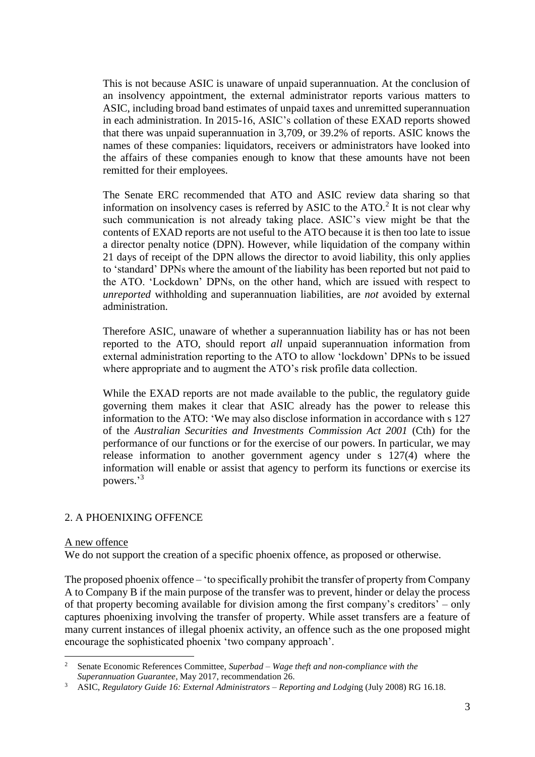This is not because ASIC is unaware of unpaid superannuation. At the conclusion of an insolvency appointment, the external administrator reports various matters to ASIC, including broad band estimates of unpaid taxes and unremitted superannuation in each administration. In 2015-16, ASIC's collation of these EXAD reports showed that there was unpaid superannuation in 3,709, or 39.2% of reports. ASIC knows the names of these companies: liquidators, receivers or administrators have looked into the affairs of these companies enough to know that these amounts have not been remitted for their employees.

The Senate ERC recommended that ATO and ASIC review data sharing so that information on insolvency cases is referred by ASIC to the ATO.[2] It is not clear why such communication is not already taking place. ASIC's view might be that the contents of EXAD reports are not useful to the ATO because it is then too late to issue a director penalty notice (DPN). However, while liquidation of the company within 21 days of receipt of the DPN allows the director to avoid liability, this only applies to 'standard' DPNs where the amount of the liability has been reported but not paid to the ATO. 'Lockdown' DPNs, on the other hand, which are issued with respect to *unreported* withholding and superannuation liabilities, are *not* avoided by external administration.

Therefore ASIC, unaware of whether a superannuation liability has or has not been reported to the ATO, should report *all* unpaid superannuation information from external administration reporting to the ATO to allow 'lockdown' DPNs to be issued where appropriate and to augment the ATO's risk profile data collection.

While the EXAD reports are not made available to the public, the regulatory guide governing them makes it clear that ASIC already has the power to release this information to the ATO: 'We may also disclose information in accordance with s 127 of the *Australian Securities and Investments Commission Act 2001* (Cth) for the performance of our functions or for the exercise of our powers. In particular, we may release information to another government agency under s 127(4) where the information will enable or assist that agency to perform its functions or exercise its powers.'[3]

## 2. A PHOENIXING OFFENCE

### A new offence

We do not support the creation of a specific phoenix offence, as proposed or otherwise.

The proposed phoenix offence – 'to specifically prohibit the transfer of property from Company A to Company B if the main purpose of the transfer was to prevent, hinder or delay the process of that property becoming available for division among the first company's creditors' – only captures phoenixing involving the transfer of property. While asset transfers are a feature of many current instances of illegal phoenix activity, an offence such as the one proposed might encourage the sophisticated phoenix 'two company approach'.

---

[2] Senate Economic References Committee, *Superbad – Wage theft and non-compliance with the Superannuation Guarantee*, May 2017, recommendation 26.

[3] ASIC, *Regulatory Guide 16: External Administrators – Reporting and Lodg*ing (July 2008) RG 16.18.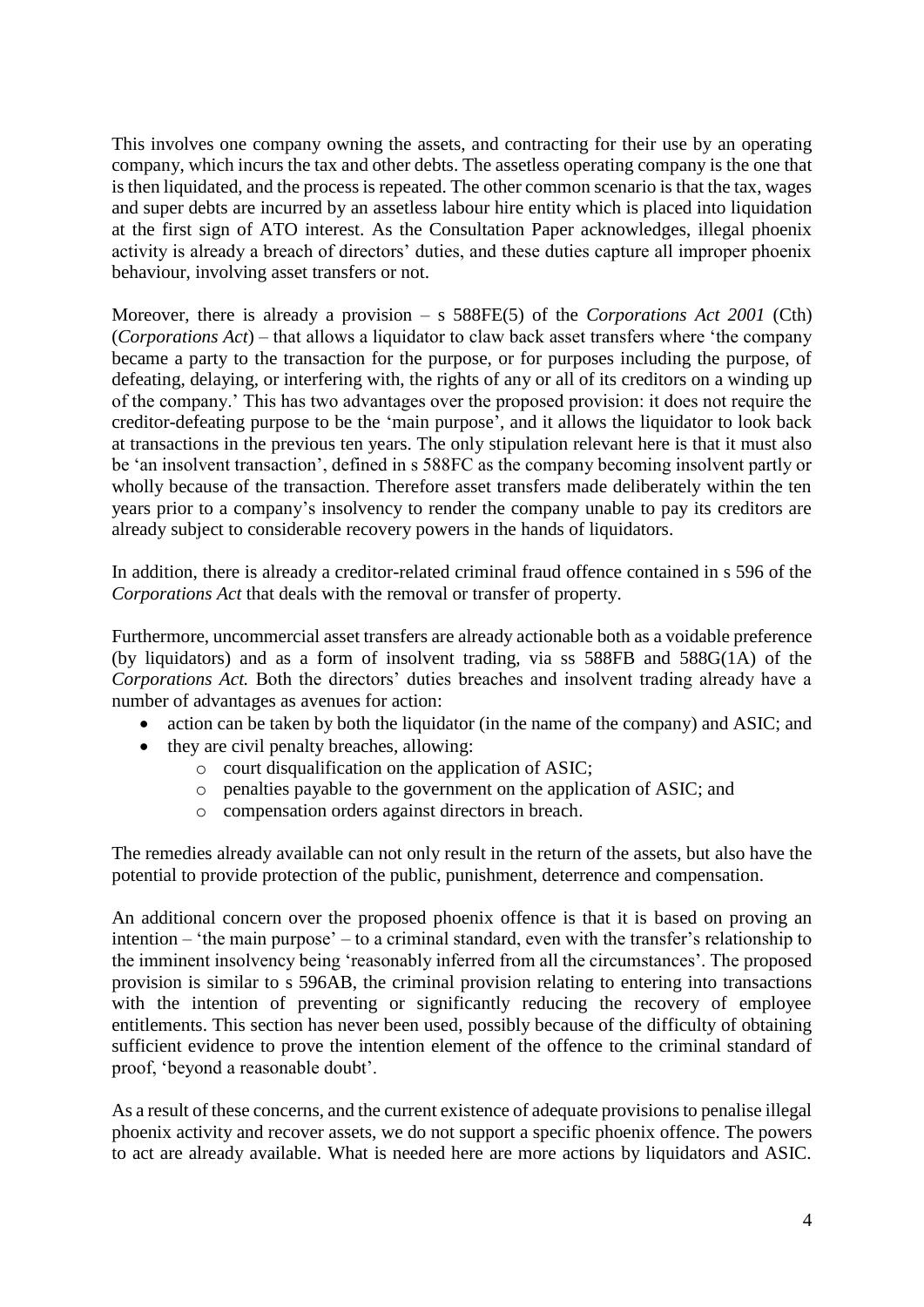This involves one company owning the assets, and contracting for their use by an operating company, which incurs the tax and other debts. The assetless operating company is the one that is then liquidated, and the process is repeated. The other common scenario is that the tax, wages and super debts are incurred by an assetless labour hire entity which is placed into liquidation at the first sign of ATO interest. As the Consultation Paper acknowledges, illegal phoenix activity is already a breach of directors' duties, and these duties capture all improper phoenix behaviour, involving asset transfers or not.

Moreover, there is already a provision – s 588FE(5) of the *Corporations Act 2001* (Cth) (*Corporations Act*) – that allows a liquidator to claw back asset transfers where 'the company became a party to the transaction for the purpose, or for purposes including the purpose, of defeating, delaying, or interfering with, the rights of any or all of its creditors on a winding up of the company.' This has two advantages over the proposed provision: it does not require the creditor-defeating purpose to be the 'main purpose', and it allows the liquidator to look back at transactions in the previous ten years. The only stipulation relevant here is that it must also be 'an insolvent transaction', defined in s 588FC as the company becoming insolvent partly or wholly because of the transaction. Therefore asset transfers made deliberately within the ten years prior to a company's insolvency to render the company unable to pay its creditors are already subject to considerable recovery powers in the hands of liquidators.

In addition, there is already a creditor-related criminal fraud offence contained in s 596 of the *Corporations Act* that deals with the removal or transfer of property.

Furthermore, uncommercial asset transfers are already actionable both as a voidable preference (by liquidators) and as a form of insolvent trading, via ss 588FB and 588G(1A) of the *Corporations Act.* Both the directors' duties breaches and insolvent trading already have a number of advantages as avenues for action:

- action can be taken by both the liquidator (in the name of the company) and ASIC; and
- they are civil penalty breaches, allowing:
  - court disqualification on the application of ASIC;
  - penalties payable to the government on the application of ASIC; and
  - compensation orders against directors in breach.

The remedies already available can not only result in the return of the assets, but also have the potential to provide protection of the public, punishment, deterrence and compensation.

An additional concern over the proposed phoenix offence is that it is based on proving an intention – 'the main purpose' – to a criminal standard, even with the transfer's relationship to the imminent insolvency being 'reasonably inferred from all the circumstances'. The proposed provision is similar to s 596AB, the criminal provision relating to entering into transactions with the intention of preventing or significantly reducing the recovery of employee entitlements. This section has never been used, possibly because of the difficulty of obtaining sufficient evidence to prove the intention element of the offence to the criminal standard of proof, 'beyond a reasonable doubt'.

As a result of these concerns, and the current existence of adequate provisions to penalise illegal phoenix activity and recover assets, we do not support a specific phoenix offence. The powers to act are already available. What is needed here are more actions by liquidators and ASIC.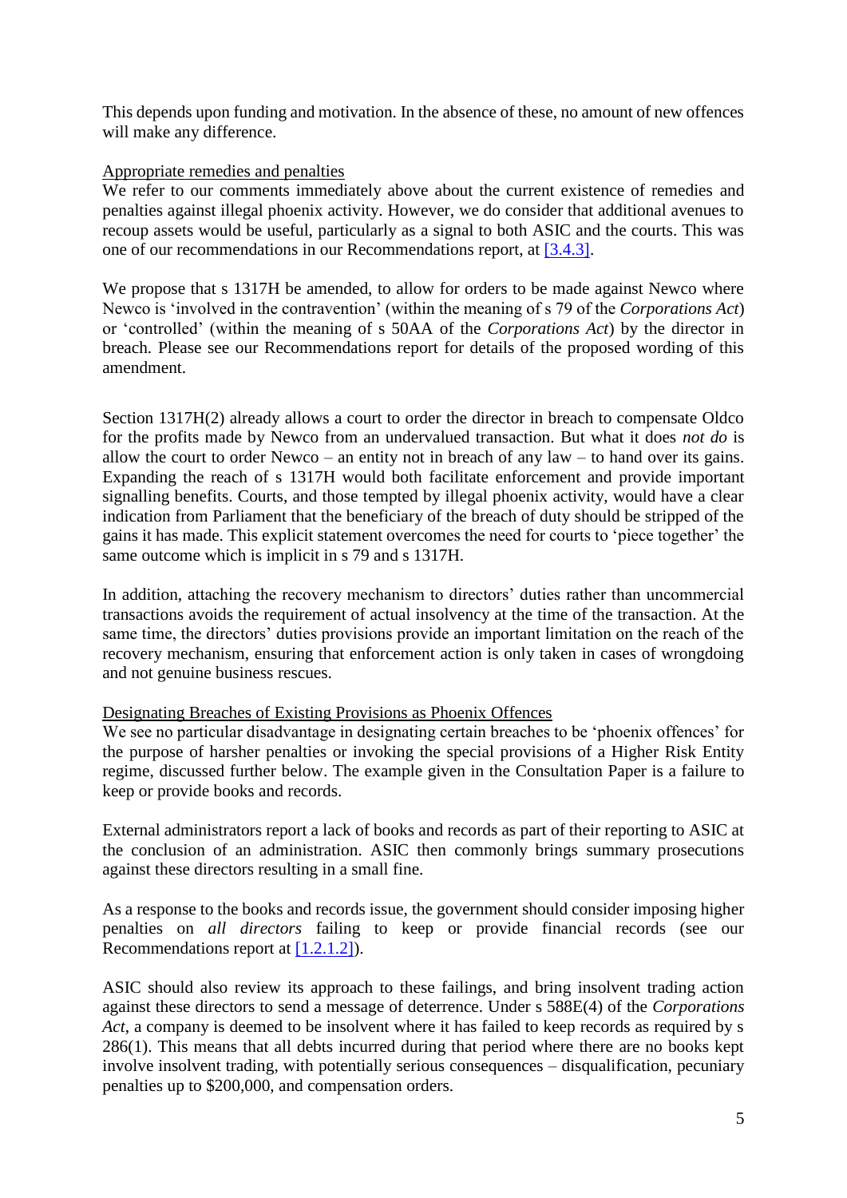This depends upon funding and motivation. In the absence of these, no amount of new offences will make any difference.

Appropriate remedies and penalties

We refer to our comments immediately above about the current existence of remedies and penalties against illegal phoenix activity. However, we do consider that additional avenues to recoup assets would be useful, particularly as a signal to both ASIC and the courts. This was one of our recommendations in our Recommendations report, at [3.4.3].

We propose that s 1317H be amended, to allow for orders to be made against Newco where Newco is 'involved in the contravention' (within the meaning of s 79 of the *Corporations Act*) or 'controlled' (within the meaning of s 50AA of the *Corporations Act*) by the director in breach. Please see our Recommendations report for details of the proposed wording of this amendment.

Section 1317H(2) already allows a court to order the director in breach to compensate Oldco for the profits made by Newco from an undervalued transaction. But what it does *not do* is allow the court to order Newco – an entity not in breach of any law – to hand over its gains. Expanding the reach of s 1317H would both facilitate enforcement and provide important signalling benefits. Courts, and those tempted by illegal phoenix activity, would have a clear indication from Parliament that the beneficiary of the breach of duty should be stripped of the gains it has made. This explicit statement overcomes the need for courts to 'piece together' the same outcome which is implicit in s 79 and s 1317H.

In addition, attaching the recovery mechanism to directors' duties rather than uncommercial transactions avoids the requirement of actual insolvency at the time of the transaction. At the same time, the directors' duties provisions provide an important limitation on the reach of the recovery mechanism, ensuring that enforcement action is only taken in cases of wrongdoing and not genuine business rescues.

Designating Breaches of Existing Provisions as Phoenix Offences

We see no particular disadvantage in designating certain breaches to be 'phoenix offences' for the purpose of harsher penalties or invoking the special provisions of a Higher Risk Entity regime, discussed further below. The example given in the Consultation Paper is a failure to keep or provide books and records.

External administrators report a lack of books and records as part of their reporting to ASIC at the conclusion of an administration. ASIC then commonly brings summary prosecutions against these directors resulting in a small fine.

As a response to the books and records issue, the government should consider imposing higher penalties on *all directors* failing to keep or provide financial records (see our Recommendations report at [1.2.1.2]).

ASIC should also review its approach to these failings, and bring insolvent trading action against these directors to send a message of deterrence. Under s 588E(4) of the *Corporations Act*, a company is deemed to be insolvent where it has failed to keep records as required by s 286(1). This means that all debts incurred during that period where there are no books kept involve insolvent trading, with potentially serious consequences – disqualification, pecuniary penalties up to $200,000, and compensation orders.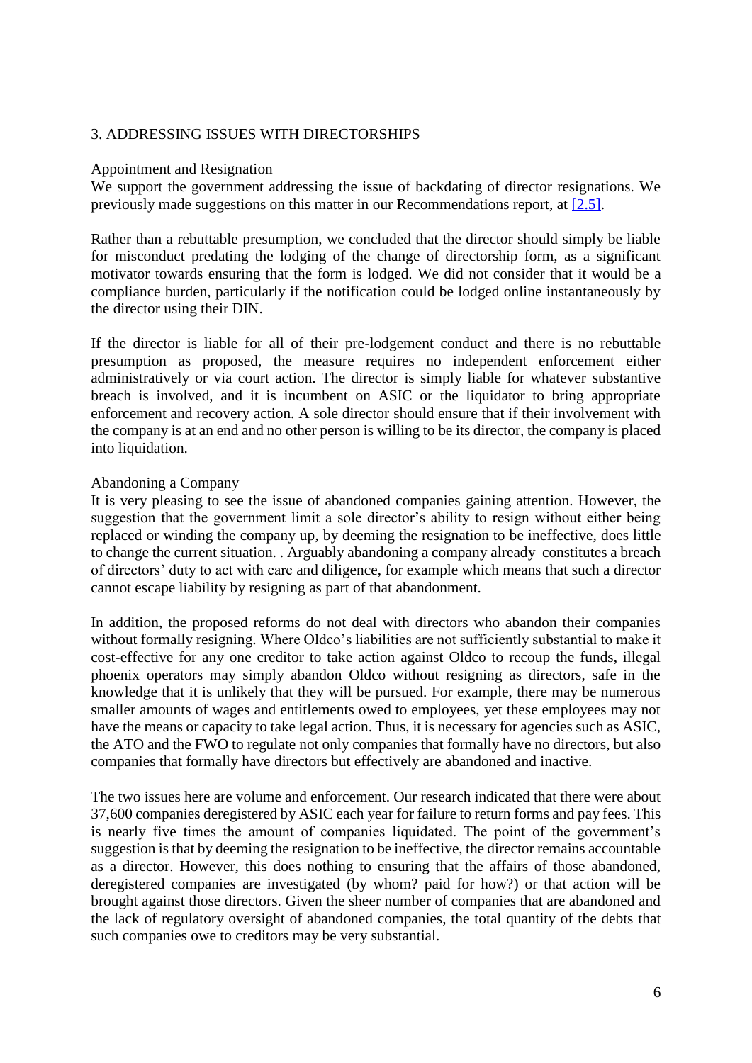## 3. ADDRESSING ISSUES WITH DIRECTORSHIPS

Appointment and Resignation

We support the government addressing the issue of backdating of director resignations. We previously made suggestions on this matter in our Recommendations report, at [2.5].

Rather than a rebuttable presumption, we concluded that the director should simply be liable for misconduct predating the lodging of the change of directorship form, as a significant motivator towards ensuring that the form is lodged. We did not consider that it would be a compliance burden, particularly if the notification could be lodged online instantaneously by the director using their DIN.

If the director is liable for all of their pre-lodgement conduct and there is no rebuttable presumption as proposed, the measure requires no independent enforcement either administratively or via court action. The director is simply liable for whatever substantive breach is involved, and it is incumbent on ASIC or the liquidator to bring appropriate enforcement and recovery action. A sole director should ensure that if their involvement with the company is at an end and no other person is willing to be its director, the company is placed into liquidation.

Abandoning a Company

It is very pleasing to see the issue of abandoned companies gaining attention. However, the suggestion that the government limit a sole director's ability to resign without either being replaced or winding the company up, by deeming the resignation to be ineffective, does little to change the current situation. . Arguably abandoning a company already constitutes a breach of directors' duty to act with care and diligence, for example which means that such a director cannot escape liability by resigning as part of that abandonment.

In addition, the proposed reforms do not deal with directors who abandon their companies without formally resigning. Where Oldco's liabilities are not sufficiently substantial to make it cost-effective for any one creditor to take action against Oldco to recoup the funds, illegal phoenix operators may simply abandon Oldco without resigning as directors, safe in the knowledge that it is unlikely that they will be pursued. For example, there may be numerous smaller amounts of wages and entitlements owed to employees, yet these employees may not have the means or capacity to take legal action. Thus, it is necessary for agencies such as ASIC, the ATO and the FWO to regulate not only companies that formally have no directors, but also companies that formally have directors but effectively are abandoned and inactive.

The two issues here are volume and enforcement. Our research indicated that there were about 37,600 companies deregistered by ASIC each year for failure to return forms and pay fees. This is nearly five times the amount of companies liquidated. The point of the government's suggestion is that by deeming the resignation to be ineffective, the director remains accountable as a director. However, this does nothing to ensuring that the affairs of those abandoned, deregistered companies are investigated (by whom? paid for how?) or that action will be brought against those directors. Given the sheer number of companies that are abandoned and the lack of regulatory oversight of abandoned companies, the total quantity of the debts that such companies owe to creditors may be very substantial.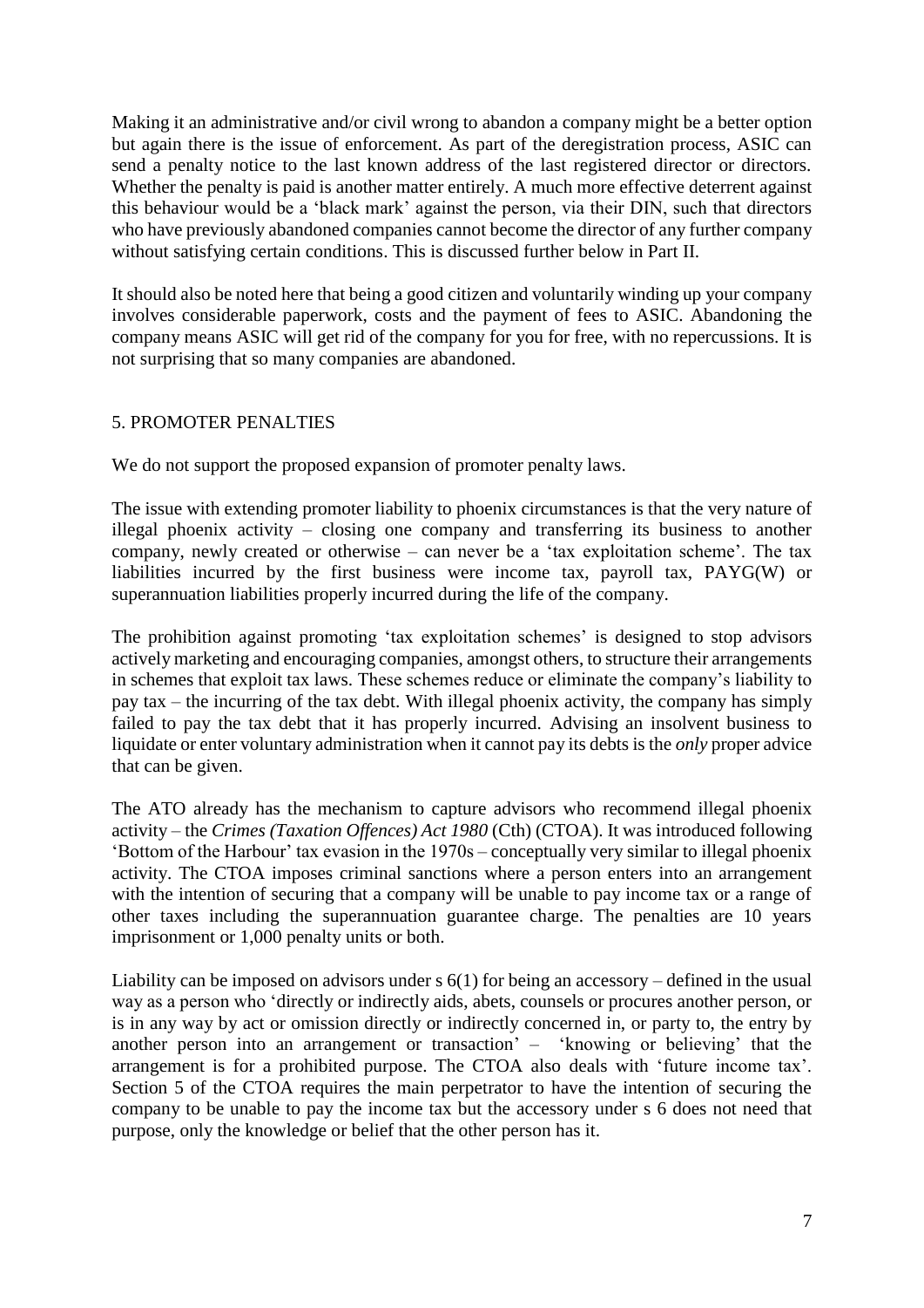Making it an administrative and/or civil wrong to abandon a company might be a better option but again there is the issue of enforcement. As part of the deregistration process, ASIC can send a penalty notice to the last known address of the last registered director or directors. Whether the penalty is paid is another matter entirely. A much more effective deterrent against this behaviour would be a 'black mark' against the person, via their DIN, such that directors who have previously abandoned companies cannot become the director of any further company without satisfying certain conditions. This is discussed further below in Part II.

It should also be noted here that being a good citizen and voluntarily winding up your company involves considerable paperwork, costs and the payment of fees to ASIC. Abandoning the company means ASIC will get rid of the company for you for free, with no repercussions. It is not surprising that so many companies are abandoned.

## 5. PROMOTER PENALTIES

We do not support the proposed expansion of promoter penalty laws.

The issue with extending promoter liability to phoenix circumstances is that the very nature of illegal phoenix activity – closing one company and transferring its business to another company, newly created or otherwise – can never be a 'tax exploitation scheme'. The tax liabilities incurred by the first business were income tax, payroll tax, PAYG(W) or superannuation liabilities properly incurred during the life of the company.

The prohibition against promoting 'tax exploitation schemes' is designed to stop advisors actively marketing and encouraging companies, amongst others, to structure their arrangements in schemes that exploit tax laws. These schemes reduce or eliminate the company's liability to pay tax – the incurring of the tax debt. With illegal phoenix activity, the company has simply failed to pay the tax debt that it has properly incurred. Advising an insolvent business to liquidate or enter voluntary administration when it cannot pay its debts is the *only* proper advice that can be given.

The ATO already has the mechanism to capture advisors who recommend illegal phoenix activity – the *Crimes (Taxation Offences) Act 1980* (Cth) (CTOA). It was introduced following 'Bottom of the Harbour' tax evasion in the 1970s – conceptually very similar to illegal phoenix activity. The CTOA imposes criminal sanctions where a person enters into an arrangement with the intention of securing that a company will be unable to pay income tax or a range of other taxes including the superannuation guarantee charge. The penalties are 10 years imprisonment or 1,000 penalty units or both.

Liability can be imposed on advisors under s 6(1) for being an accessory – defined in the usual way as a person who 'directly or indirectly aids, abets, counsels or procures another person, or is in any way by act or omission directly or indirectly concerned in, or party to, the entry by another person into an arrangement or transaction' – 'knowing or believing' that the arrangement is for a prohibited purpose. The CTOA also deals with 'future income tax'. Section 5 of the CTOA requires the main perpetrator to have the intention of securing the company to be unable to pay the income tax but the accessory under s 6 does not need that purpose, only the knowledge or belief that the other person has it.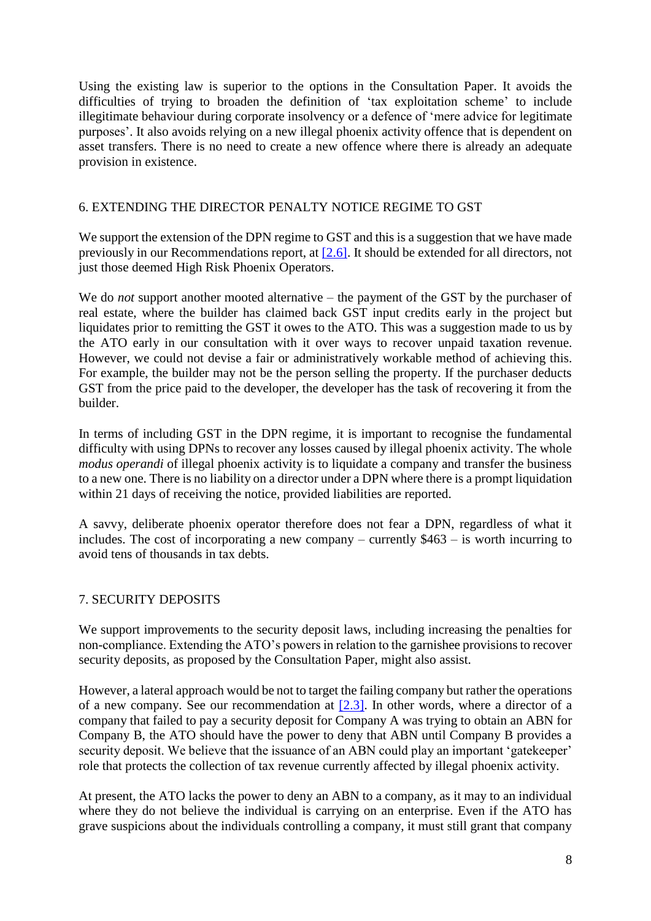Using the existing law is superior to the options in the Consultation Paper. It avoids the difficulties of trying to broaden the definition of 'tax exploitation scheme' to include illegitimate behaviour during corporate insolvency or a defence of 'mere advice for legitimate purposes'. It also avoids relying on a new illegal phoenix activity offence that is dependent on asset transfers. There is no need to create a new offence where there is already an adequate provision in existence.

## 6. EXTENDING THE DIRECTOR PENALTY NOTICE REGIME TO GST

We support the extension of the DPN regime to GST and this is a suggestion that we have made previously in our Recommendations report, at [2.6]. It should be extended for all directors, not just those deemed High Risk Phoenix Operators.

We do *not* support another mooted alternative – the payment of the GST by the purchaser of real estate, where the builder has claimed back GST input credits early in the project but liquidates prior to remitting the GST it owes to the ATO. This was a suggestion made to us by the ATO early in our consultation with it over ways to recover unpaid taxation revenue. However, we could not devise a fair or administratively workable method of achieving this. For example, the builder may not be the person selling the property. If the purchaser deducts GST from the price paid to the developer, the developer has the task of recovering it from the builder.

In terms of including GST in the DPN regime, it is important to recognise the fundamental difficulty with using DPNs to recover any losses caused by illegal phoenix activity. The whole *modus operandi* of illegal phoenix activity is to liquidate a company and transfer the business to a new one. There is no liability on a director under a DPN where there is a prompt liquidation within 21 days of receiving the notice, provided liabilities are reported.

A savvy, deliberate phoenix operator therefore does not fear a DPN, regardless of what it includes. The cost of incorporating a new company – currently $463 – is worth incurring to avoid tens of thousands in tax debts.

## 7. SECURITY DEPOSITS

We support improvements to the security deposit laws, including increasing the penalties for non-compliance. Extending the ATO's powers in relation to the garnishee provisions to recover security deposits, as proposed by the Consultation Paper, might also assist.

However, a lateral approach would be not to target the failing company but rather the operations of a new company. See our recommendation at [2.3]. In other words, where a director of a company that failed to pay a security deposit for Company A was trying to obtain an ABN for Company B, the ATO should have the power to deny that ABN until Company B provides a security deposit. We believe that the issuance of an ABN could play an important 'gatekeeper' role that protects the collection of tax revenue currently affected by illegal phoenix activity.

At present, the ATO lacks the power to deny an ABN to a company, as it may to an individual where they do not believe the individual is carrying on an enterprise. Even if the ATO has grave suspicions about the individuals controlling a company, it must still grant that company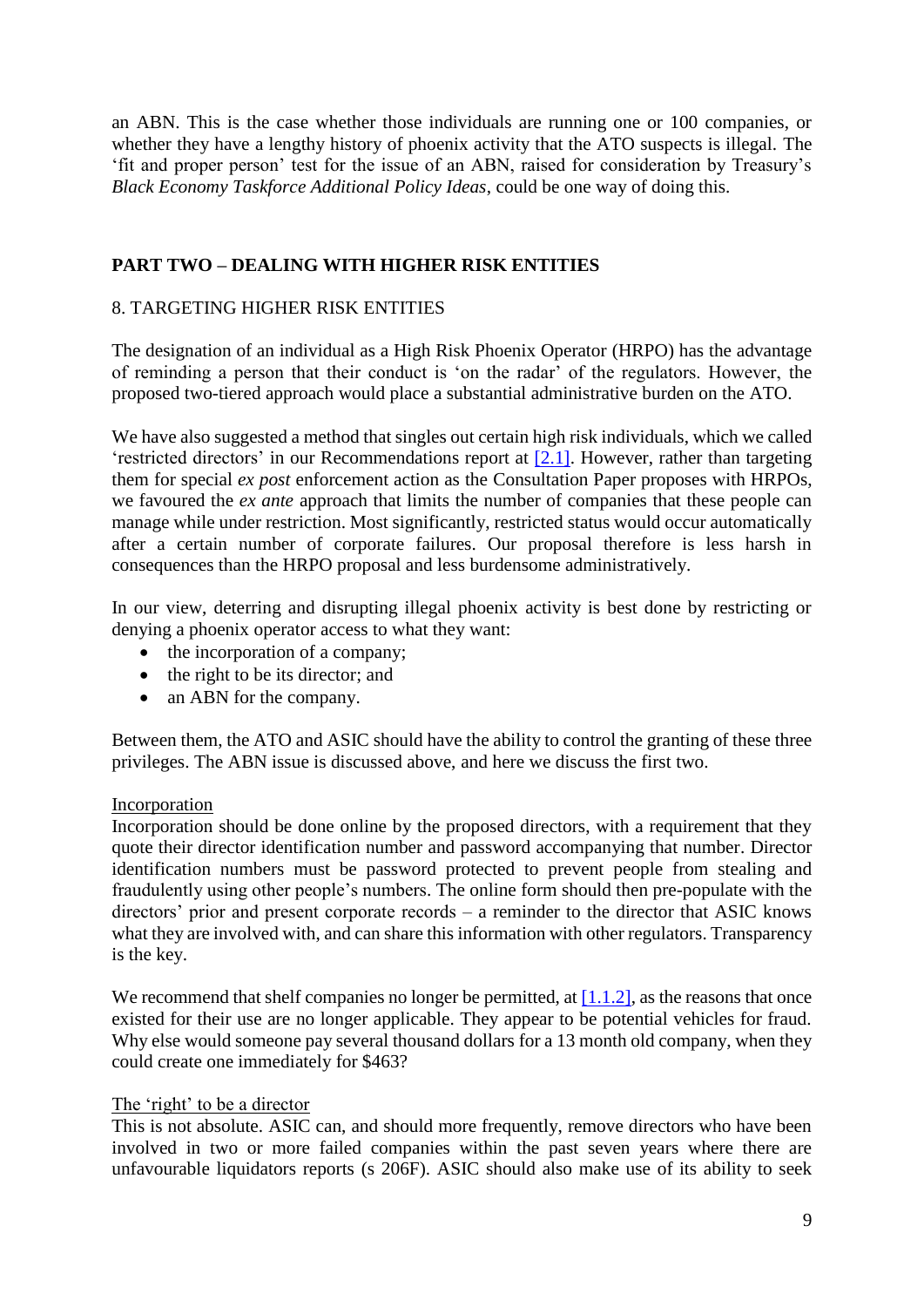an ABN. This is the case whether those individuals are running one or 100 companies, or whether they have a lengthy history of phoenix activity that the ATO suspects is illegal. The 'fit and proper person' test for the issue of an ABN, raised for consideration by Treasury's *Black Economy Taskforce Additional Policy Ideas*, could be one way of doing this.

## PART TWO – DEALING WITH HIGHER RISK ENTITIES

### 8. TARGETING HIGHER RISK ENTITIES

The designation of an individual as a High Risk Phoenix Operator (HRPO) has the advantage of reminding a person that their conduct is 'on the radar' of the regulators. However, the proposed two-tiered approach would place a substantial administrative burden on the ATO.

We have also suggested a method that singles out certain high risk individuals, which we called 'restricted directors' in our Recommendations report at [2.1]. However, rather than targeting them for special *ex post* enforcement action as the Consultation Paper proposes with HRPOs, we favoured the *ex ante* approach that limits the number of companies that these people can manage while under restriction. Most significantly, restricted status would occur automatically after a certain number of corporate failures. Our proposal therefore is less harsh in consequences than the HRPO proposal and less burdensome administratively.

In our view, deterring and disrupting illegal phoenix activity is best done by restricting or denying a phoenix operator access to what they want:

- the incorporation of a company;
- the right to be its director; and
- an ABN for the company.

Between them, the ATO and ASIC should have the ability to control the granting of these three privileges. The ABN issue is discussed above, and here we discuss the first two.

#### Incorporation

Incorporation should be done online by the proposed directors, with a requirement that they quote their director identification number and password accompanying that number. Director identification numbers must be password protected to prevent people from stealing and fraudulently using other people's numbers. The online form should then pre-populate with the directors' prior and present corporate records – a reminder to the director that ASIC knows what they are involved with, and can share this information with other regulators. Transparency is the key.

We recommend that shelf companies no longer be permitted, at [1.1.2], as the reasons that once existed for their use are no longer applicable. They appear to be potential vehicles for fraud. Why else would someone pay several thousand dollars for a 13 month old company, when they could create one immediately for $463?

#### The 'right' to be a director

This is not absolute. ASIC can, and should more frequently, remove directors who have been involved in two or more failed companies within the past seven years where there are unfavourable liquidators reports (s 206F). ASIC should also make use of its ability to seek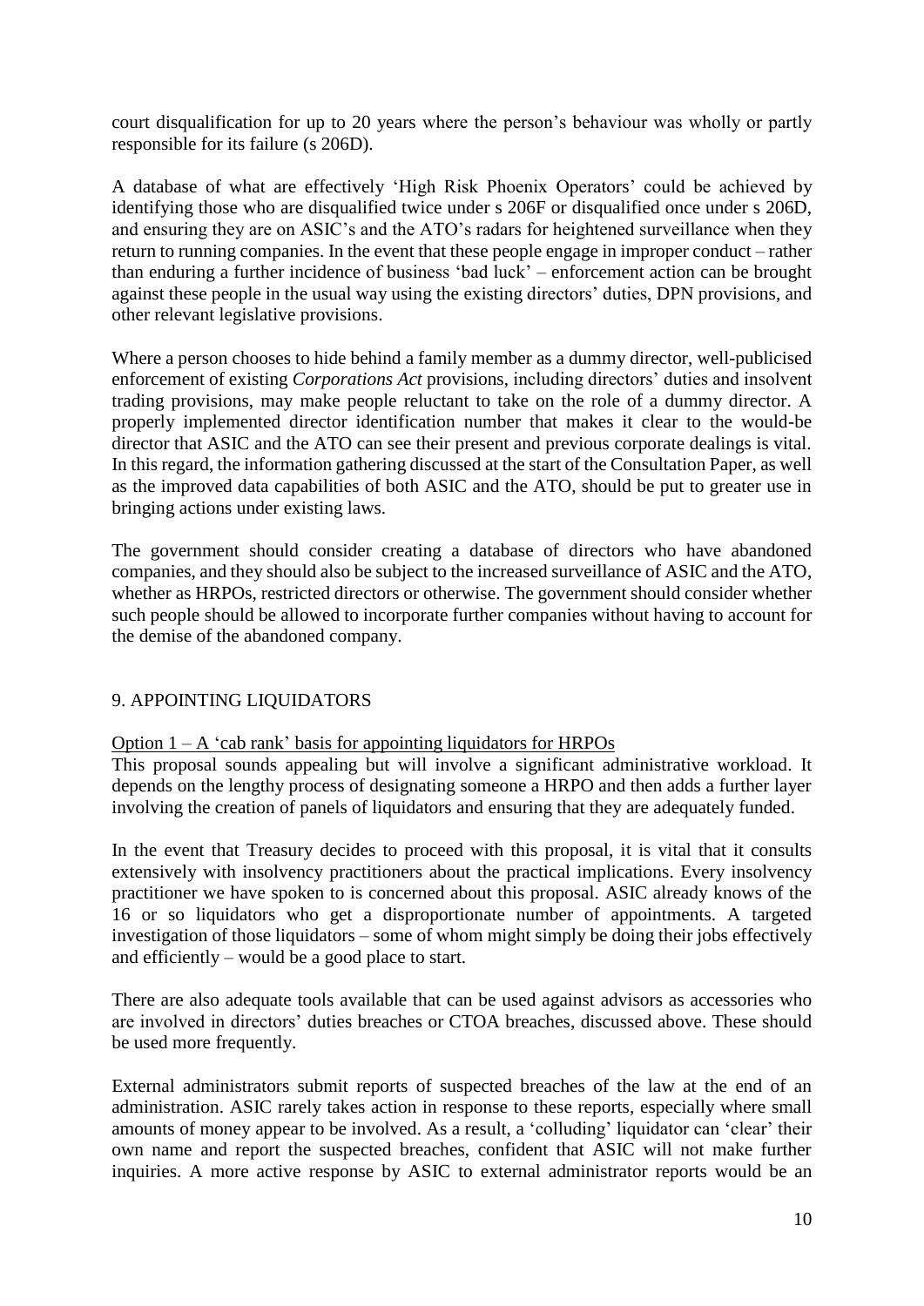court disqualification for up to 20 years where the person's behaviour was wholly or partly responsible for its failure (s 206D).

A database of what are effectively 'High Risk Phoenix Operators' could be achieved by identifying those who are disqualified twice under s 206F or disqualified once under s 206D, and ensuring they are on ASIC's and the ATO's radars for heightened surveillance when they return to running companies. In the event that these people engage in improper conduct – rather than enduring a further incidence of business 'bad luck' – enforcement action can be brought against these people in the usual way using the existing directors' duties, DPN provisions, and other relevant legislative provisions.

Where a person chooses to hide behind a family member as a dummy director, well-publicised enforcement of existing *Corporations Act* provisions, including directors' duties and insolvent trading provisions, may make people reluctant to take on the role of a dummy director. A properly implemented director identification number that makes it clear to the would-be director that ASIC and the ATO can see their present and previous corporate dealings is vital. In this regard, the information gathering discussed at the start of the Consultation Paper, as well as the improved data capabilities of both ASIC and the ATO, should be put to greater use in bringing actions under existing laws.

The government should consider creating a database of directors who have abandoned companies, and they should also be subject to the increased surveillance of ASIC and the ATO, whether as HRPOs, restricted directors or otherwise. The government should consider whether such people should be allowed to incorporate further companies without having to account for the demise of the abandoned company.

## 9. APPOINTING LIQUIDATORS

<u>Option 1 – A 'cab rank' basis for appointing liquidators for HRPOs</u>

This proposal sounds appealing but will involve a significant administrative workload. It depends on the lengthy process of designating someone a HRPO and then adds a further layer involving the creation of panels of liquidators and ensuring that they are adequately funded.

In the event that Treasury decides to proceed with this proposal, it is vital that it consults extensively with insolvency practitioners about the practical implications. Every insolvency practitioner we have spoken to is concerned about this proposal. ASIC already knows of the 16 or so liquidators who get a disproportionate number of appointments. A targeted investigation of those liquidators – some of whom might simply be doing their jobs effectively and efficiently – would be a good place to start.

There are also adequate tools available that can be used against advisors as accessories who are involved in directors' duties breaches or CTOA breaches, discussed above. These should be used more frequently.

External administrators submit reports of suspected breaches of the law at the end of an administration. ASIC rarely takes action in response to these reports, especially where small amounts of money appear to be involved. As a result, a 'colluding' liquidator can 'clear' their own name and report the suspected breaches, confident that ASIC will not make further inquiries. A more active response by ASIC to external administrator reports would be an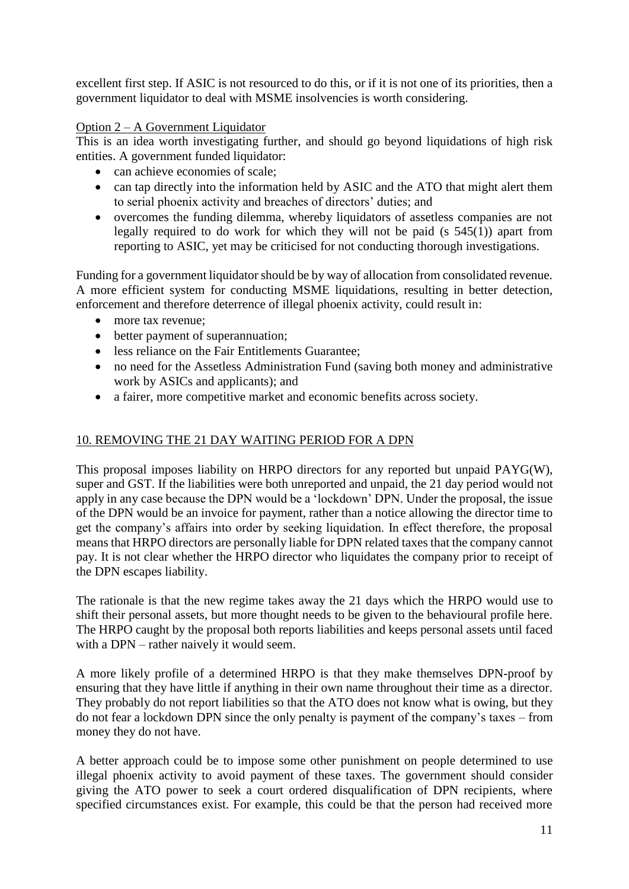excellent first step. If ASIC is not resourced to do this, or if it is not one of its priorities, then a government liquidator to deal with MSME insolvencies is worth considering.

Option 2 – A Government Liquidator

This is an idea worth investigating further, and should go beyond liquidations of high risk entities. A government funded liquidator:

- can achieve economies of scale;
- can tap directly into the information held by ASIC and the ATO that might alert them to serial phoenix activity and breaches of directors' duties; and
- overcomes the funding dilemma, whereby liquidators of assetless companies are not legally required to do work for which they will not be paid (s 545(1)) apart from reporting to ASIC, yet may be criticised for not conducting thorough investigations.

Funding for a government liquidator should be by way of allocation from consolidated revenue. A more efficient system for conducting MSME liquidations, resulting in better detection, enforcement and therefore deterrence of illegal phoenix activity, could result in:

- more tax revenue;
- better payment of superannuation;
- less reliance on the Fair Entitlements Guarantee;
- no need for the Assetless Administration Fund (saving both money and administrative work by ASICs and applicants); and
- a fairer, more competitive market and economic benefits across society.

## 10. REMOVING THE 21 DAY WAITING PERIOD FOR A DPN

This proposal imposes liability on HRPO directors for any reported but unpaid PAYG(W), super and GST. If the liabilities were both unreported and unpaid, the 21 day period would not apply in any case because the DPN would be a 'lockdown' DPN. Under the proposal, the issue of the DPN would be an invoice for payment, rather than a notice allowing the director time to get the company's affairs into order by seeking liquidation. In effect therefore, the proposal means that HRPO directors are personally liable for DPN related taxes that the company cannot pay. It is not clear whether the HRPO director who liquidates the company prior to receipt of the DPN escapes liability.

The rationale is that the new regime takes away the 21 days which the HRPO would use to shift their personal assets, but more thought needs to be given to the behavioural profile here. The HRPO caught by the proposal both reports liabilities and keeps personal assets until faced with a DPN – rather naively it would seem.

A more likely profile of a determined HRPO is that they make themselves DPN-proof by ensuring that they have little if anything in their own name throughout their time as a director. They probably do not report liabilities so that the ATO does not know what is owing, but they do not fear a lockdown DPN since the only penalty is payment of the company's taxes – from money they do not have.

A better approach could be to impose some other punishment on people determined to use illegal phoenix activity to avoid payment of these taxes. The government should consider giving the ATO power to seek a court ordered disqualification of DPN recipients, where specified circumstances exist. For example, this could be that the person had received more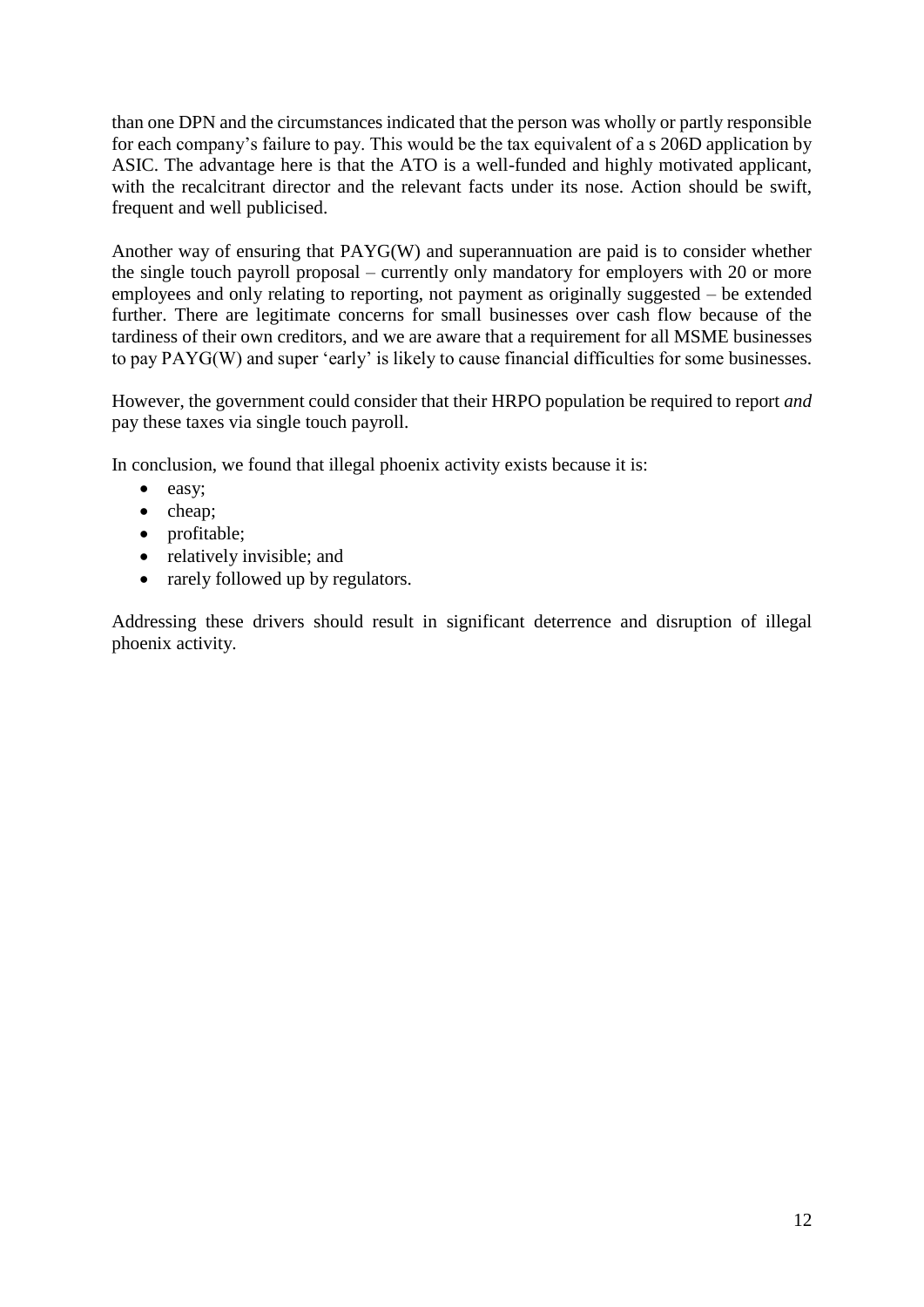than one DPN and the circumstances indicated that the person was wholly or partly responsible for each company's failure to pay. This would be the tax equivalent of a s 206D application by ASIC. The advantage here is that the ATO is a well-funded and highly motivated applicant, with the recalcitrant director and the relevant facts under its nose. Action should be swift, frequent and well publicised.

Another way of ensuring that PAYG(W) and superannuation are paid is to consider whether the single touch payroll proposal – currently only mandatory for employers with 20 or more employees and only relating to reporting, not payment as originally suggested – be extended further. There are legitimate concerns for small businesses over cash flow because of the tardiness of their own creditors, and we are aware that a requirement for all MSME businesses to pay PAYG(W) and super 'early' is likely to cause financial difficulties for some businesses.

However, the government could consider that their HRPO population be required to report *and* pay these taxes via single touch payroll.

In conclusion, we found that illegal phoenix activity exists because it is:

- easy;
- cheap;
- profitable;
- relatively invisible; and
- rarely followed up by regulators.

Addressing these drivers should result in significant deterrence and disruption of illegal phoenix activity.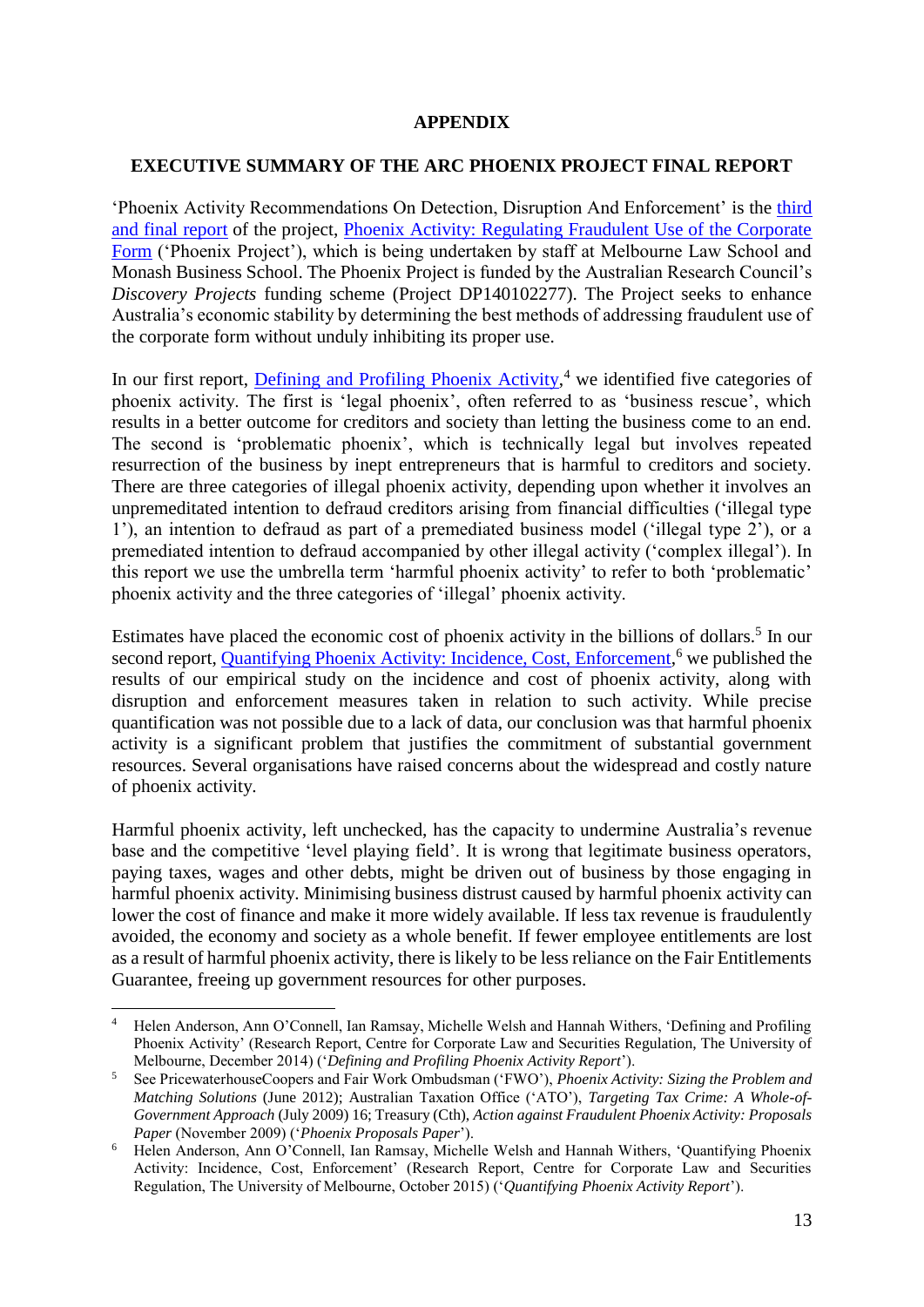# APPENDIX

## EXECUTIVE SUMMARY OF THE ARC PHOENIX PROJECT FINAL REPORT

'Phoenix Activity Recommendations On Detection, Disruption And Enforcement' is the third and final report of the project, Phoenix Activity: Regulating Fraudulent Use of the Corporate Form ('Phoenix Project'), which is being undertaken by staff at Melbourne Law School and Monash Business School. The Phoenix Project is funded by the Australian Research Council's *Discovery Projects* funding scheme (Project DP140102277). The Project seeks to enhance Australia's economic stability by determining the best methods of addressing fraudulent use of the corporate form without unduly inhibiting its proper use.

In our first report, Defining and Profiling Phoenix Activity,[4] we identified five categories of phoenix activity. The first is 'legal phoenix', often referred to as 'business rescue', which results in a better outcome for creditors and society than letting the business come to an end. The second is 'problematic phoenix', which is technically legal but involves repeated resurrection of the business by inept entrepreneurs that is harmful to creditors and society. There are three categories of illegal phoenix activity, depending upon whether it involves an unpremeditated intention to defraud creditors arising from financial difficulties ('illegal type 1'), an intention to defraud as part of a premediated business model ('illegal type 2'), or a premediated intention to defraud accompanied by other illegal activity ('complex illegal'). In this report we use the umbrella term 'harmful phoenix activity' to refer to both 'problematic' phoenix activity and the three categories of 'illegal' phoenix activity.

Estimates have placed the economic cost of phoenix activity in the billions of dollars.[5] In our second report, Quantifying Phoenix Activity: Incidence, Cost, Enforcement,[6] we published the results of our empirical study on the incidence and cost of phoenix activity, along with disruption and enforcement measures taken in relation to such activity. While precise quantification was not possible due to a lack of data, our conclusion was that harmful phoenix activity is a significant problem that justifies the commitment of substantial government resources. Several organisations have raised concerns about the widespread and costly nature of phoenix activity.

Harmful phoenix activity, left unchecked, has the capacity to undermine Australia's revenue base and the competitive 'level playing field'. It is wrong that legitimate business operators, paying taxes, wages and other debts, might be driven out of business by those engaging in harmful phoenix activity. Minimising business distrust caused by harmful phoenix activity can lower the cost of finance and make it more widely available. If less tax revenue is fraudulently avoided, the economy and society as a whole benefit. If fewer employee entitlements are lost as a result of harmful phoenix activity, there is likely to be less reliance on the Fair Entitlements Guarantee, freeing up government resources for other purposes.

---

[4] Helen Anderson, Ann O'Connell, Ian Ramsay, Michelle Welsh and Hannah Withers, 'Defining and Profiling Phoenix Activity' (Research Report, Centre for Corporate Law and Securities Regulation, The University of Melbourne, December 2014) ('*Defining and Profiling Phoenix Activity Report*').

[5] See PricewaterhouseCoopers and Fair Work Ombudsman ('FWO'), *Phoenix Activity: Sizing the Problem and Matching Solutions* (June 2012); Australian Taxation Office ('ATO'), *Targeting Tax Crime: A Whole-of-Government Approach* (July 2009) 16; Treasury (Cth), *Action against Fraudulent Phoenix Activity: Proposals Paper* (November 2009) ('*Phoenix Proposals Paper*').

[6] Helen Anderson, Ann O'Connell, Ian Ramsay, Michelle Welsh and Hannah Withers, 'Quantifying Phoenix Activity: Incidence, Cost, Enforcement' (Research Report, Centre for Corporate Law and Securities Regulation, The University of Melbourne, October 2015) ('*Quantifying Phoenix Activity Report*').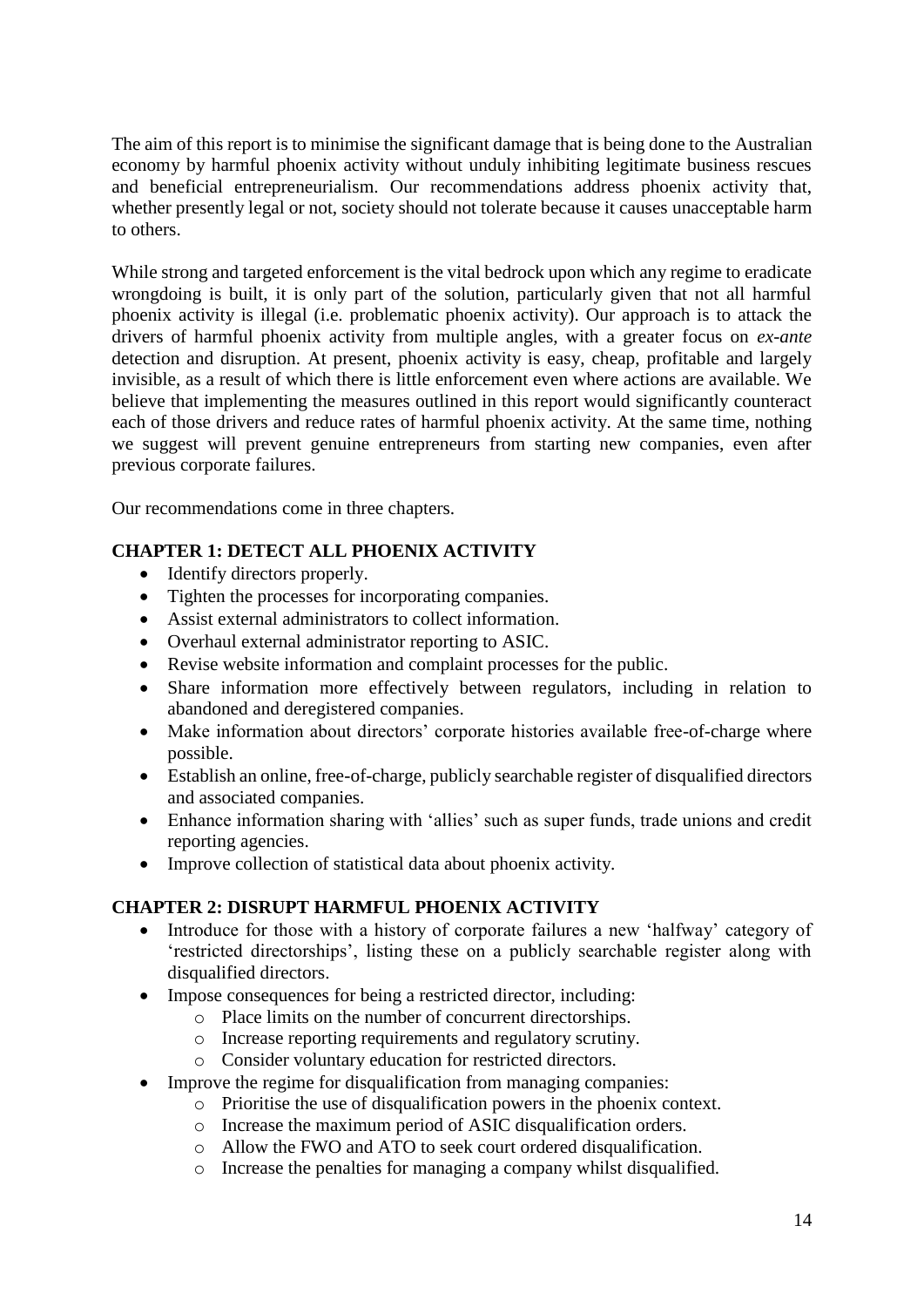The aim of this report is to minimise the significant damage that is being done to the Australian economy by harmful phoenix activity without unduly inhibiting legitimate business rescues and beneficial entrepreneurialism. Our recommendations address phoenix activity that, whether presently legal or not, society should not tolerate because it causes unacceptable harm to others.

While strong and targeted enforcement is the vital bedrock upon which any regime to eradicate wrongdoing is built, it is only part of the solution, particularly given that not all harmful phoenix activity is illegal (i.e. problematic phoenix activity). Our approach is to attack the drivers of harmful phoenix activity from multiple angles, with a greater focus on *ex-ante* detection and disruption. At present, phoenix activity is easy, cheap, profitable and largely invisible, as a result of which there is little enforcement even where actions are available. We believe that implementing the measures outlined in this report would significantly counteract each of those drivers and reduce rates of harmful phoenix activity. At the same time, nothing we suggest will prevent genuine entrepreneurs from starting new companies, even after previous corporate failures.

Our recommendations come in three chapters.

**CHAPTER 1: DETECT ALL PHOENIX ACTIVITY**

- Identify directors properly.
- Tighten the processes for incorporating companies.
- Assist external administrators to collect information.
- Overhaul external administrator reporting to ASIC.
- Revise website information and complaint processes for the public.
- Share information more effectively between regulators, including in relation to abandoned and deregistered companies.
- Make information about directors' corporate histories available free-of-charge where possible.
- Establish an online, free-of-charge, publicly searchable register of disqualified directors and associated companies.
- Enhance information sharing with 'allies' such as super funds, trade unions and credit reporting agencies.
- Improve collection of statistical data about phoenix activity.

**CHAPTER 2: DISRUPT HARMFUL PHOENIX ACTIVITY**

- Introduce for those with a history of corporate failures a new 'halfway' category of 'restricted directorships', listing these on a publicly searchable register along with disqualified directors.
- Impose consequences for being a restricted director, including:
  - Place limits on the number of concurrent directorships.
  - Increase reporting requirements and regulatory scrutiny.
  - Consider voluntary education for restricted directors.
- Improve the regime for disqualification from managing companies:
  - Prioritise the use of disqualification powers in the phoenix context.
  - Increase the maximum period of ASIC disqualification orders.
  - Allow the FWO and ATO to seek court ordered disqualification.
  - Increase the penalties for managing a company whilst disqualified.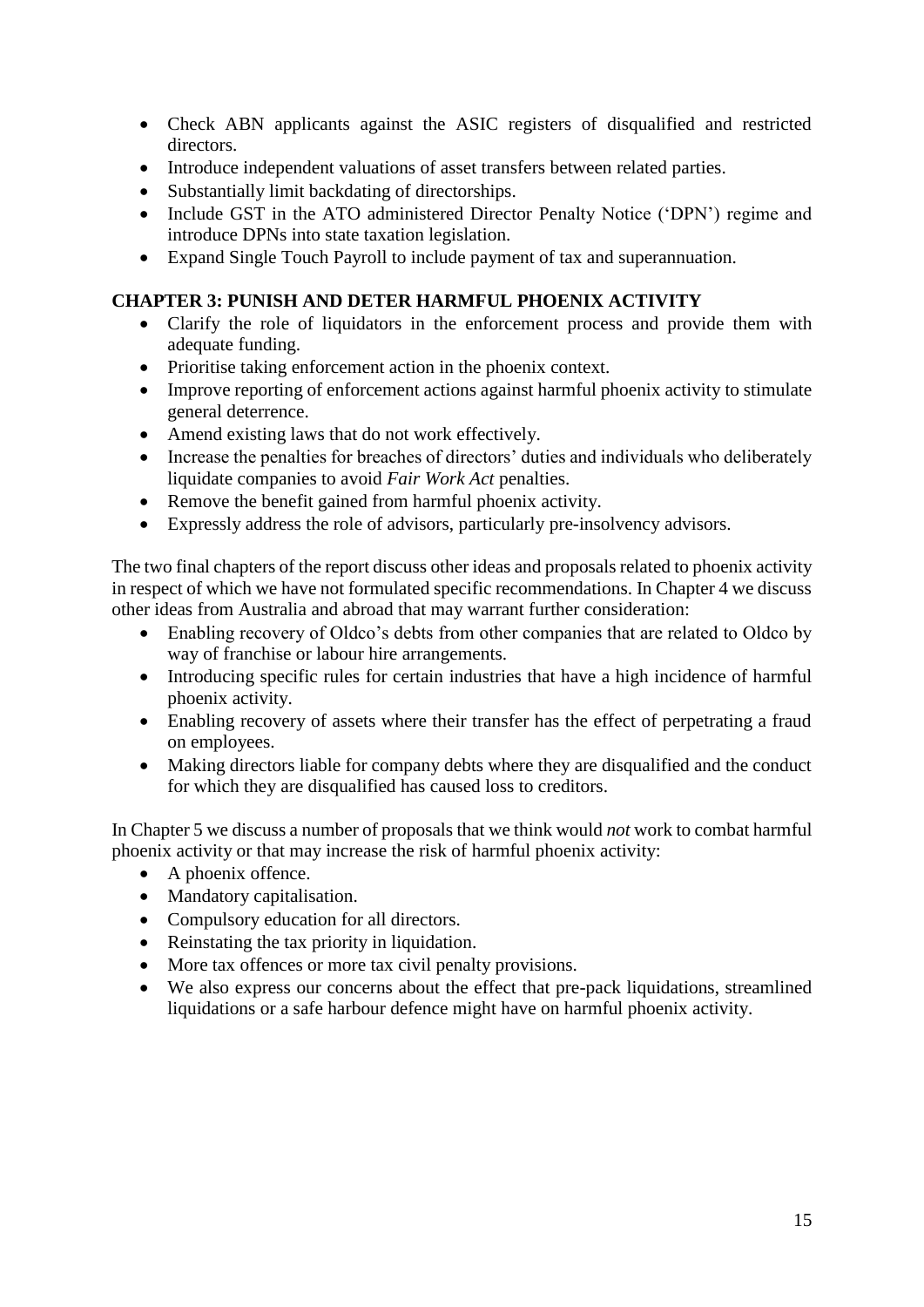- Check ABN applicants against the ASIC registers of disqualified and restricted directors.
- Introduce independent valuations of asset transfers between related parties.
- Substantially limit backdating of directorships.
- Include GST in the ATO administered Director Penalty Notice ('DPN') regime and introduce DPNs into state taxation legislation.
- Expand Single Touch Payroll to include payment of tax and superannuation.

**CHAPTER 3: PUNISH AND DETER HARMFUL PHOENIX ACTIVITY**

- Clarify the role of liquidators in the enforcement process and provide them with adequate funding.
- Prioritise taking enforcement action in the phoenix context.
- Improve reporting of enforcement actions against harmful phoenix activity to stimulate general deterrence.
- Amend existing laws that do not work effectively.
- Increase the penalties for breaches of directors' duties and individuals who deliberately liquidate companies to avoid *Fair Work Act* penalties.
- Remove the benefit gained from harmful phoenix activity.
- Expressly address the role of advisors, particularly pre-insolvency advisors.

The two final chapters of the report discuss other ideas and proposals related to phoenix activity in respect of which we have not formulated specific recommendations. In Chapter 4 we discuss other ideas from Australia and abroad that may warrant further consideration:

- Enabling recovery of Oldco's debts from other companies that are related to Oldco by way of franchise or labour hire arrangements.
- Introducing specific rules for certain industries that have a high incidence of harmful phoenix activity.
- Enabling recovery of assets where their transfer has the effect of perpetrating a fraud on employees.
- Making directors liable for company debts where they are disqualified and the conduct for which they are disqualified has caused loss to creditors.

In Chapter 5 we discuss a number of proposals that we think would *not* work to combat harmful phoenix activity or that may increase the risk of harmful phoenix activity:

- A phoenix offence.
- Mandatory capitalisation.
- Compulsory education for all directors.
- Reinstating the tax priority in liquidation.
- More tax offences or more tax civil penalty provisions.
- We also express our concerns about the effect that pre-pack liquidations, streamlined liquidations or a safe harbour defence might have on harmful phoenix activity.